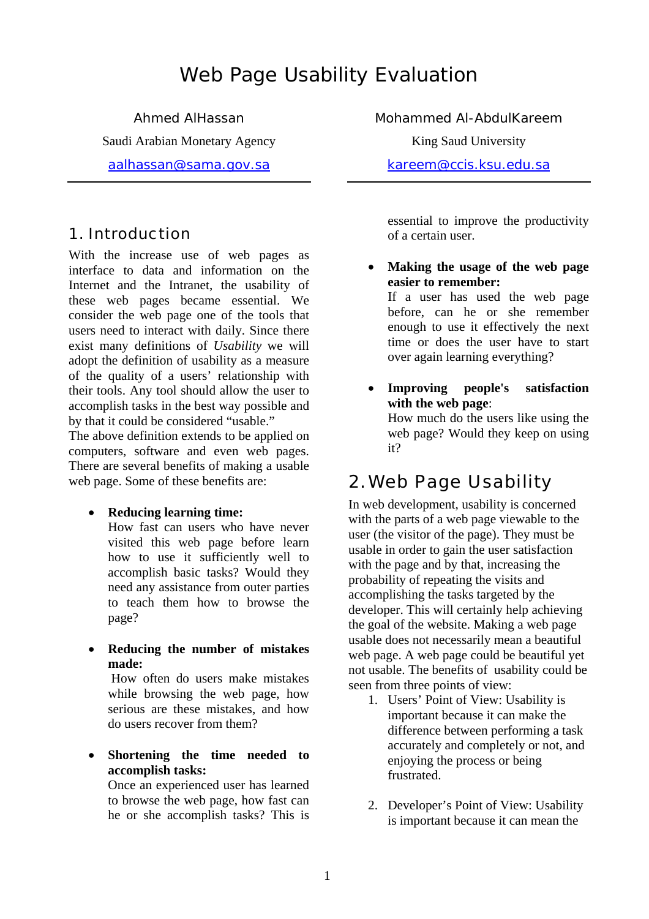# Web Page Usability Evaluation

Ahmed AlHassan
Saudi Arabian Monetary Agency
aalhassan@sama.gov.sa

Mohammed Al-AbdulKareem
King Saud University
kareem@ccis.ksu.edu.sa

## 1. Introduction

With the increase use of web pages as interface to data and information on the Internet and the Intranet, the usability of these web pages became essential. We consider the web page one of the tools that users need to interact with daily. Since there exist many definitions of *Usability* we will adopt the definition of usability as a measure of the quality of a users' relationship with their tools. Any tool should allow the user to accomplish tasks in the best way possible and by that it could be considered "usable."
The above definition extends to be applied on computers, software and even web pages. There are several benefits of making a usable web page. Some of these benefits are:

- **Reducing learning time:**
  How fast can users who have never visited this web page before learn how to use it sufficiently well to accomplish basic tasks? Would they need any assistance from outer parties to teach them how to browse the page?

- **Reducing the number of mistakes made:**
  How often do users make mistakes while browsing the web page, how serious are these mistakes, and how do users recover from them?

- **Shortening the time needed to accomplish tasks:**
  Once an experienced user has learned to browse the web page, how fast can he or she accomplish tasks? This is essential to improve the productivity of a certain user.

- **Making the usage of the web page easier to remember:**
  If a user has used the web page before, can he or she remember enough to use it effectively the next time or does the user have to start over again learning everything?

- **Improving people's satisfaction with the web page**:
  How much do the users like using the web page? Would they keep on using it?

## 2. Web Page Usability

In web development, usability is concerned with the parts of a web page viewable to the user (the visitor of the page). They must be usable in order to gain the user satisfaction with the page and by that, increasing the probability of repeating the visits and accomplishing the tasks targeted by the developer. This will certainly help achieving the goal of the website. Making a web page usable does not necessarily mean a beautiful web page. A web page could be beautiful yet not usable. The benefits of usability could be seen from three points of view:

1. Users' Point of View: Usability is important because it can make the difference between performing a task accurately and completely or not, and enjoying the process or being frustrated.

2. Developer's Point of View: Usability is important because it can mean the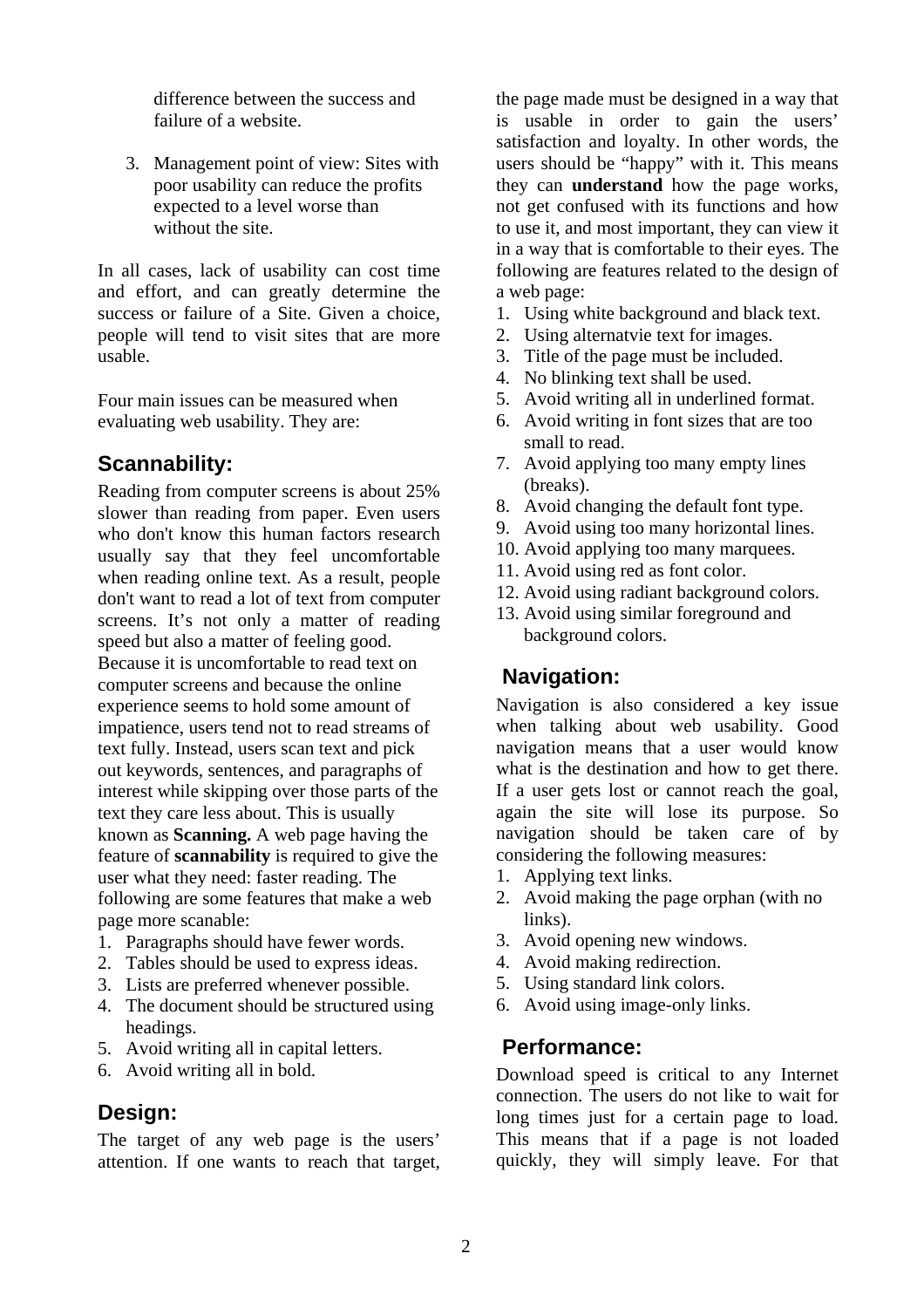difference between the success and failure of a website.

3. Management point of view: Sites with poor usability can reduce the profits expected to a level worse than without the site.

In all cases, lack of usability can cost time and effort, and can greatly determine the success or failure of a Site. Given a choice, people will tend to visit sites that are more usable.

Four main issues can be measured when evaluating web usability. They are:

## Scannability:

Reading from computer screens is about 25% slower than reading from paper. Even users who don't know this human factors research usually say that they feel uncomfortable when reading online text. As a result, people don't want to read a lot of text from computer screens. It's not only a matter of reading speed but also a matter of feeling good. Because it is uncomfortable to read text on computer screens and because the online experience seems to hold some amount of impatience, users tend not to read streams of text fully. Instead, users scan text and pick out keywords, sentences, and paragraphs of interest while skipping over those parts of the text they care less about. This is usually known as **Scanning.** A web page having the feature of **scannability** is required to give the user what they need: faster reading. The following are some features that make a web page more scanable:

1. Paragraphs should have fewer words.
2. Tables should be used to express ideas.
3. Lists are preferred whenever possible.
4. The document should be structured using headings.
5. Avoid writing all in capital letters.
6. Avoid writing all in bold.

## Design:

The target of any web page is the users' attention. If one wants to reach that target, the page made must be designed in a way that is usable in order to gain the users' satisfaction and loyalty. In other words, the users should be "happy" with it. This means they can **understand** how the page works, not get confused with its functions and how to use it, and most important, they can view it in a way that is comfortable to their eyes. The following are features related to the design of a web page:

1. Using white background and black text.
2. Using alternatvie text for images.
3. Title of the page must be included.
4. No blinking text shall be used.
5. Avoid writing all in underlined format.
6. Avoid writing in font sizes that are too small to read.
7. Avoid applying too many empty lines (breaks).
8. Avoid changing the default font type.
9. Avoid using too many horizontal lines.
10. Avoid applying too many marquees.
11. Avoid using red as font color.
12. Avoid using radiant background colors.
13. Avoid using similar foreground and background colors.

## Navigation:

Navigation is also considered a key issue when talking about web usability. Good navigation means that a user would know what is the destination and how to get there. If a user gets lost or cannot reach the goal, again the site will lose its purpose. So navigation should be taken care of by considering the following measures:

1. Applying text links.
2. Avoid making the page orphan (with no links).
3. Avoid opening new windows.
4. Avoid making redirection.
5. Using standard link colors.
6. Avoid using image-only links.

## Performance:

Download speed is critical to any Internet connection. The users do not like to wait for long times just for a certain page to load. This means that if a page is not loaded quickly, they will simply leave. For that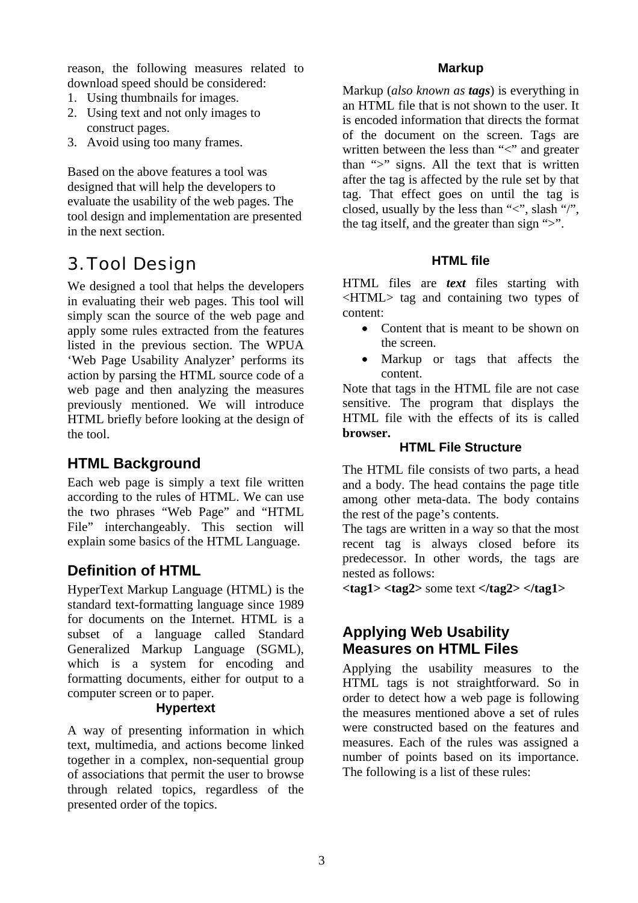reason, the following measures related to download speed should be considered:

1. Using thumbnails for images.
2. Using text and not only images to construct pages.
3. Avoid using too many frames.

Based on the above features a tool was designed that will help the developers to evaluate the usability of the web pages. The tool design and implementation are presented in the next section.

# 3. Tool Design

We designed a tool that helps the developers in evaluating their web pages. This tool will simply scan the source of the web page and apply some rules extracted from the features listed in the previous section. The WPUA 'Web Page Usability Analyzer' performs its action by parsing the HTML source code of a web page and then analyzing the measures previously mentioned. We will introduce HTML briefly before looking at the design of the tool.

## HTML Background

Each web page is simply a text file written according to the rules of HTML. We can use the two phrases "Web Page" and "HTML File" interchangeably. This section will explain some basics of the HTML Language.

## Definition of HTML

HyperText Markup Language (HTML) is the standard text-formatting language since 1989 for documents on the Internet. HTML is a subset of a language called Standard Generalized Markup Language (SGML), which is a system for encoding and formatting documents, either for output to a computer screen or to paper.

### Hypertext

A way of presenting information in which text, multimedia, and actions become linked together in a complex, non-sequential group of associations that permit the user to browse through related topics, regardless of the presented order of the topics.

### Markup

Markup (*also known as **tags***) is everything in an HTML file that is not shown to the user. It is encoded information that directs the format of the document on the screen. Tags are written between the less than "<" and greater than ">" signs. All the text that is written after the tag is affected by the rule set by that tag. That effect goes on until the tag is closed, usually by the less than "<", slash "/", the tag itself, and the greater than sign ">".

### HTML file

HTML files are ***text*** files starting with <HTML> tag and containing two types of content:

- Content that is meant to be shown on the screen.
- Markup or tags that affects the content.

Note that tags in the HTML file are not case sensitive. The program that displays the HTML file with the effects of its is called **browser.**

### HTML File Structure

The HTML file consists of two parts, a head and a body. The head contains the page title among other meta-data. The body contains the rest of the page's contents.

The tags are written in a way so that the most recent tag is always closed before its predecessor. In other words, the tags are nested as follows:

**<tag1> <tag2>** some text **</tag2> </tag1>**

## Applying Web Usability Measures on HTML Files

Applying the usability measures to the HTML tags is not straightforward. So in order to detect how a web page is following the measures mentioned above a set of rules were constructed based on the features and measures. Each of the rules was assigned a number of points based on its importance. The following is a list of these rules: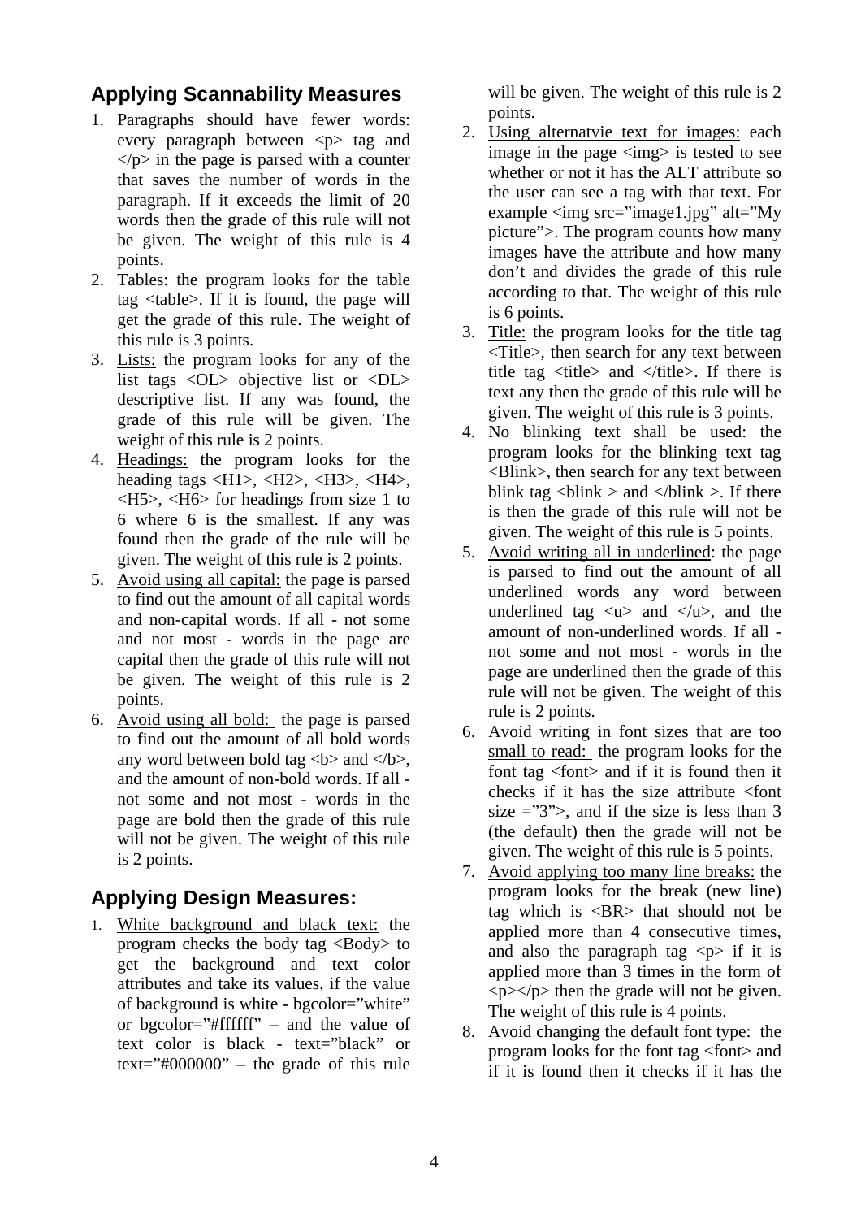## Applying Scannability Measures

1. Paragraphs should have fewer words: every paragraph between <p> tag and </p> in the page is parsed with a counter that saves the number of words in the paragraph. If it exceeds the limit of 20 words then the grade of this rule will not be given. The weight of this rule is 4 points.
2. Tables: the program looks for the table tag <table>. If it is found, the page will get the grade of this rule. The weight of this rule is 3 points.
3. Lists: the program looks for any of the list tags <OL> objective list or <DL> descriptive list. If any was found, the grade of this rule will be given. The weight of this rule is 2 points.
4. Headings: the program looks for the heading tags <H1>, <H2>, <H3>, <H4>, <H5>, <H6> for headings from size 1 to 6 where 6 is the smallest. If any was found then the grade of the rule will be given. The weight of this rule is 2 points.
5. Avoid using all capital: the page is parsed to find out the amount of all capital words and non-capital words. If all - not some and not most - words in the page are capital then the grade of this rule will not be given. The weight of this rule is 2 points.
6. Avoid using all bold: the page is parsed to find out the amount of all bold words any word between bold tag <b> and </b>, and the amount of non-bold words. If all - not some and not most - words in the page are bold then the grade of this rule will not be given. The weight of this rule is 2 points.

## Applying Design Measures:

1. White background and black text: the program checks the body tag <Body> to get the background and text color attributes and take its values, if the value of background is white - bgcolor="white" or bgcolor="#ffffff" – and the value of text color is black - text="black" or text="#000000" – the grade of this rule will be given. The weight of this rule is 2 points.
2. Using alternatvie text for images: each image in the page <img> is tested to see whether or not it has the ALT attribute so the user can see a tag with that text. For example <img src="image1.jpg" alt="My picture">. The program counts how many images have the attribute and how many don't and divides the grade of this rule according to that. The weight of this rule is 6 points.
3. Title: the program looks for the title tag <Title>, then search for any text between title tag <title> and </title>. If there is text any then the grade of this rule will be given. The weight of this rule is 3 points.
4. No blinking text shall be used: the program looks for the blinking text tag <Blink>, then search for any text between blink tag <blink > and </blink >. If there is then the grade of this rule will not be given. The weight of this rule is 5 points.
5. Avoid writing all in underlined: the page is parsed to find out the amount of all underlined words any word between underlined tag <u> and </u>, and the amount of non-underlined words. If all - not some and not most - words in the page are underlined then the grade of this rule will not be given. The weight of this rule is 2 points.
6. Avoid writing in font sizes that are too small to read: the program looks for the font tag <font> and if it is found then it checks if it has the size attribute <font size ="3">, and if the size is less than 3 (the default) then the grade will not be given. The weight of this rule is 5 points.
7. Avoid applying too many line breaks: the program looks for the break (new line) tag which is <BR> that should not be applied more than 4 consecutive times, and also the paragraph tag <p> if it is applied more than 3 times in the form of <p></p> then the grade will not be given. The weight of this rule is 4 points.
8. Avoid changing the default font type: the program looks for the font tag <font> and if it is found then it checks if it has the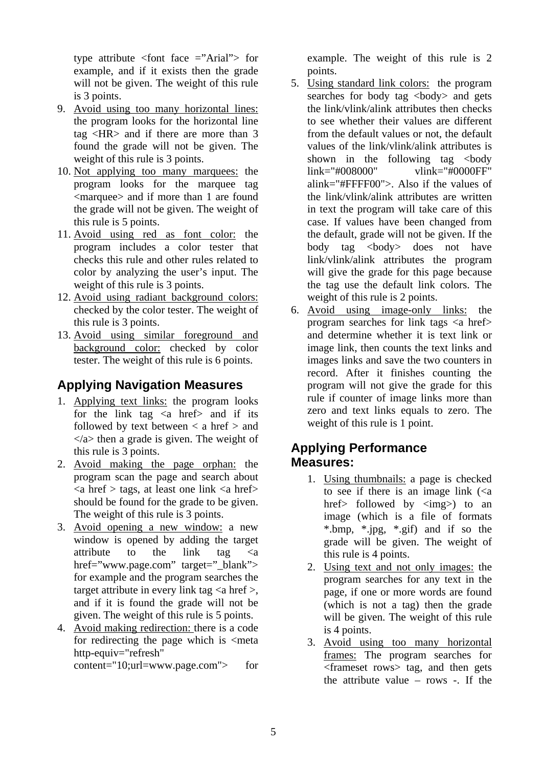type attribute <font face =”Arial”> for example, and if it exists then the grade will not be given. The weight of this rule is 3 points.

9. Avoid using too many horizontal lines: the program looks for the horizontal line tag <HR> and if there are more than 3 found the grade will not be given. The weight of this rule is 3 points.
10. Not applying too many marquees: the program looks for the marquee tag <marquee> and if more than 1 are found the grade will not be given. The weight of this rule is 5 points.
11. Avoid using red as font color: the program includes a color tester that checks this rule and other rules related to color by analyzing the user’s input. The weight of this rule is 3 points.
12. Avoid using radiant background colors: checked by the color tester. The weight of this rule is 3 points.
13. Avoid using similar foreground and background color: checked by color tester. The weight of this rule is 6 points.

## Applying Navigation Measures

1. Applying text links: the program looks for the link tag <a href> and if its followed by text between < a href > and </a> then a grade is given. The weight of this rule is 3 points.
2. Avoid making the page orphan: the program scan the page and search about <a href > tags, at least one link <a href> should be found for the grade to be given. The weight of this rule is 3 points.
3. Avoid opening a new window: a new window is opened by adding the target attribute to the link tag <a href=”www.page.com” target=”_blank”> for example and the program searches the target attribute in every link tag <a href >, and if it is found the grade will not be given. The weight of this rule is 5 points.
4. Avoid making redirection: there is a code for redirecting the page which is <meta http-equiv="refresh" content="10;url=www.page.com"> for example. The weight of this rule is 2 points.
5. Using standard link colors: the program searches for body tag <body> and gets the link/vlink/alink attributes then checks to see whether their values are different from the default values or not, the default values of the link/vlink/alink attributes is shown in the following tag <body link="#008000" vlink="#0000FF" alink="#FFFF00">. Also if the values of the link/vlink/alink attributes are written in text the program will take care of this case. If values have been changed from the default, grade will not be given. If the body tag <body> does not have link/vlink/alink attributes the program will give the grade for this page because the tag use the default link colors. The weight of this rule is 2 points.
6. Avoid using image-only links: the program searches for link tags <a href> and determine whether it is text link or image link, then counts the text links and images links and save the two counters in record. After it finishes counting the program will not give the grade for this rule if counter of image links more than zero and text links equals to zero. The weight of this rule is 1 point.

## Applying Performance Measures:

1. Using thumbnails: a page is checked to see if there is an image link (<a href> followed by <img>) to an image (which is a file of formats *.bmp, *.jpg, *.gif) and if so the grade will be given. The weight of this rule is 4 points.
2. Using text and not only images: the program searches for any text in the page, if one or more words are found (which is not a tag) then the grade will be given. The weight of this rule is 4 points.
3. Avoid using too many horizontal frames: The program searches for <frameset rows> tag, and then gets the attribute value – rows -. If the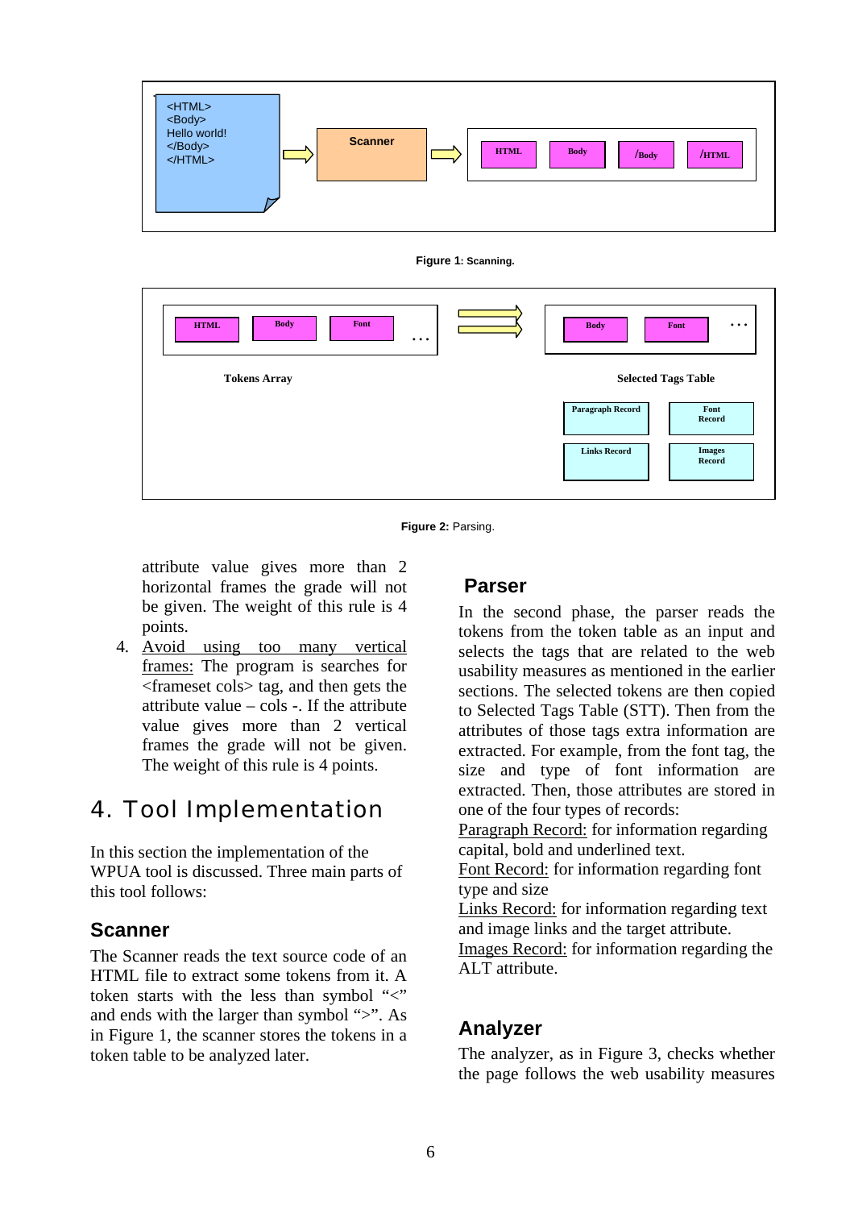Figure 1: Scanning.

Figure 2: Parsing.

attribute value gives more than 2 horizontal frames the grade will not be given. The weight of this rule is 4 points.

4. Avoid using too many vertical frames: The program is searches for <frameset cols> tag, and then gets the attribute value – cols -. If the attribute value gives more than 2 vertical frames the grade will not be given. The weight of this rule is 4 points.

# 4. Tool Implementation

In this section the implementation of the WPUA tool is discussed. Three main parts of this tool follows:

## Scanner

The Scanner reads the text source code of an HTML file to extract some tokens from it. A token starts with the less than symbol "<" and ends with the larger than symbol ">". As in Figure 1, the scanner stores the tokens in a token table to be analyzed later.

## Parser

In the second phase, the parser reads the tokens from the token table as an input and selects the tags that are related to the web usability measures as mentioned in the earlier sections. The selected tokens are then copied to Selected Tags Table (STT). Then from the attributes of those tags extra information are extracted. For example, from the font tag, the size and type of font information are extracted. Then, those attributes are stored in one of the four types of records:

Paragraph Record: for information regarding capital, bold and underlined text.

Font Record: for information regarding font type and size

Links Record: for information regarding text and image links and the target attribute.

Images Record: for information regarding the ALT attribute.

## Analyzer

The analyzer, as in Figure 3, checks whether the page follows the web usability measures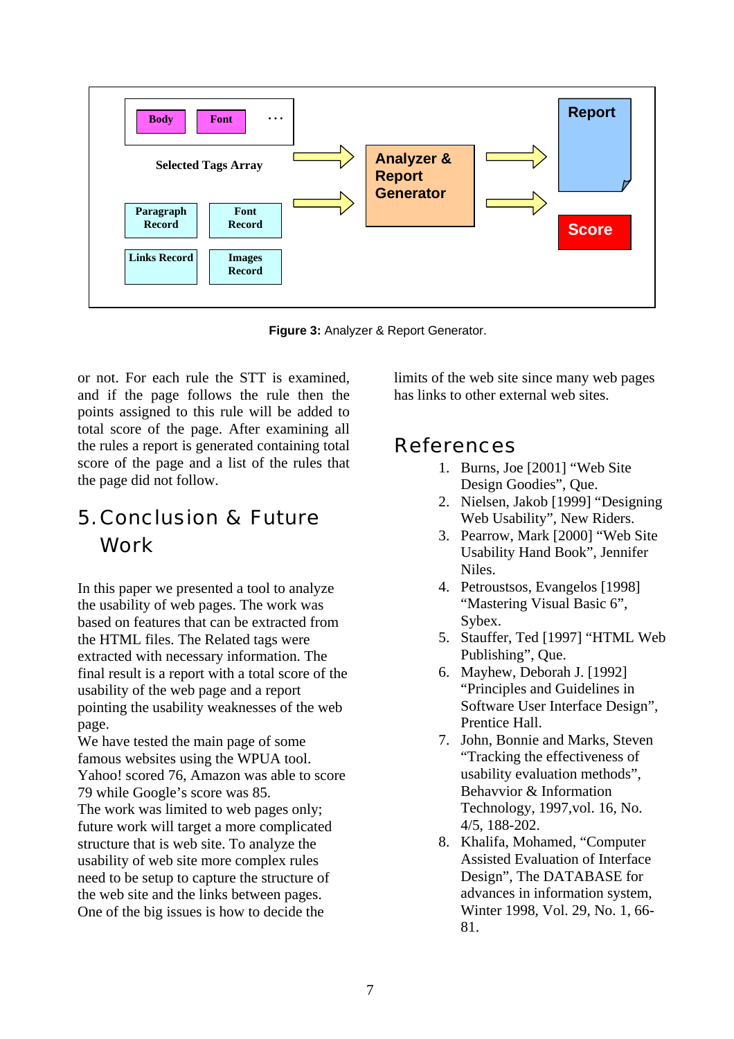Figure 3: Analyzer & Report Generator.

or not. For each rule the STT is examined, and if the page follows the rule then the points assigned to this rule will be added to total score of the page. After examining all the rules a report is generated containing total score of the page and a list of the rules that the page did not follow.

## 5. Conclusion & Future Work

In this paper we presented a tool to analyze the usability of web pages. The work was based on features that can be extracted from the HTML files. The Related tags were extracted with necessary information. The final result is a report with a total score of the usability of the web page and a report pointing the usability weaknesses of the web page.

We have tested the main page of some famous websites using the WPUA tool. Yahoo! scored 76, Amazon was able to score 79 while Google's score was 85.

The work was limited to web pages only; future work will target a more complicated structure that is web site. To analyze the usability of web site more complex rules need to be setup to capture the structure of the web site and the links between pages. One of the big issues is how to decide the limits of the web site since many web pages has links to other external web sites.

## References

1. Burns, Joe [2001] "Web Site Design Goodies", Que.
2. Nielsen, Jakob [1999] "Designing Web Usability", New Riders.
3. Pearrow, Mark [2000] "Web Site Usability Hand Book", Jennifer Niles.
4. Petroustsos, Evangelos [1998] "Mastering Visual Basic 6", Sybex.
5. Stauffer, Ted [1997] "HTML Web Publishing", Que.
6. Mayhew, Deborah J. [1992] "Principles and Guidelines in Software User Interface Design", Prentice Hall.
7. John, Bonnie and Marks, Steven "Tracking the effectiveness of usability evaluation methods", Behavvior & Information Technology, 1997,vol. 16, No. 4/5, 188-202.
8. Khalifa, Mohamed, "Computer Assisted Evaluation of Interface Design", The DATABASE for advances in information system, Winter 1998, Vol. 29, No. 1, 66-81.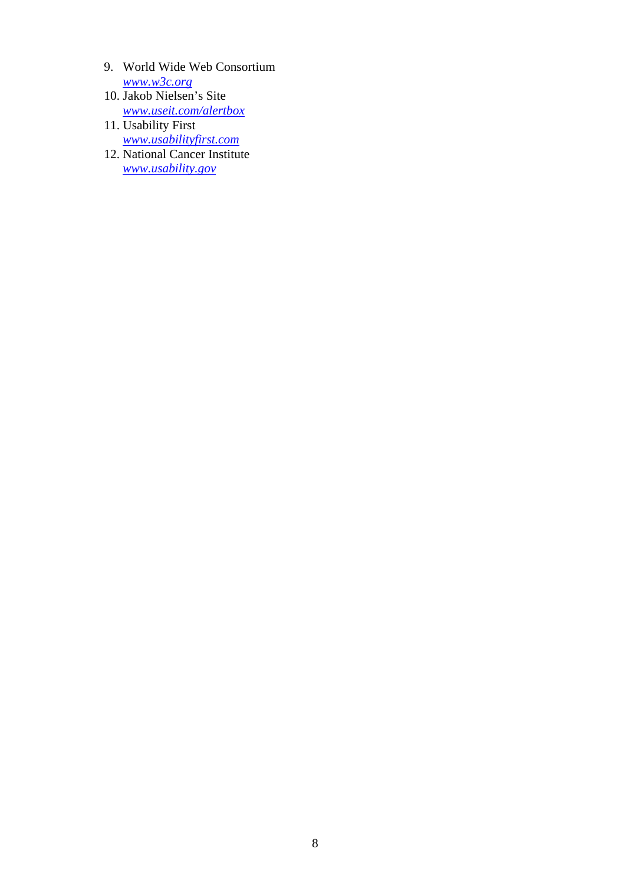9. World Wide Web Consortium
   *[www.w3c.org](http://www.w3c.org)*
10. Jakob Nielsen's Site
    *[www.useit.com/alertbox](http://www.useit.com/alertbox)*
11. Usability First
    *[www.usabilityfirst.com](http://www.usabilityfirst.com)*
12. National Cancer Institute
    *[www.usability.gov](http://www.usability.gov)*